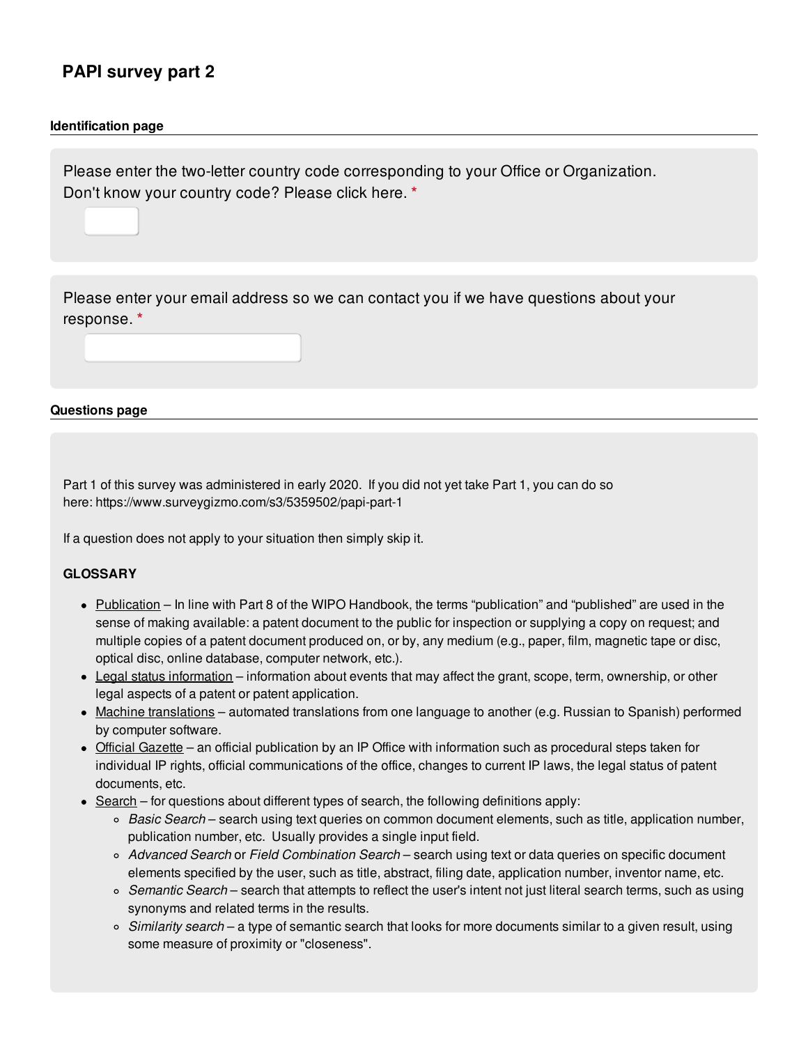# PAPI survey part 2

## Identification page

Please enter the two-letter country code corresponding to your Office or Organization. Don't know your country code? Please click here. *

Please enter your email address so we can contact you if we have questions about your response. *

## Questions page

Part 1 of this survey was administered in early 2020. If you did not yet take Part 1, you can do so here: https://www.surveygizmo.com/s3/5359502/papi-part-1

If a question does not apply to your situation then simply skip it.

**GLOSSARY**

- Publication – In line with Part 8 of the WIPO Handbook, the terms "publication" and "published" are used in the sense of making available: a patent document to the public for inspection or supplying a copy on request; and multiple copies of a patent document produced on, or by, any medium (e.g., paper, film, magnetic tape or disc, optical disc, online database, computer network, etc.).
- Legal status information – information about events that may affect the grant, scope, term, ownership, or other legal aspects of a patent or patent application.
- Machine translations – automated translations from one language to another (e.g. Russian to Spanish) performed by computer software.
- Official Gazette – an official publication by an IP Office with information such as procedural steps taken for individual IP rights, official communications of the office, changes to current IP laws, the legal status of patent documents, etc.
- Search – for questions about different types of search, the following definitions apply:
  - *Basic Search* – search using text queries on common document elements, such as title, application number, publication number, etc. Usually provides a single input field.
  - *Advanced Search* or *Field Combination Search* – search using text or data queries on specific document elements specified by the user, such as title, abstract, filing date, application number, inventor name, etc.
  - *Semantic Search* – search that attempts to reflect the user's intent not just literal search terms, such as using synonyms and related terms in the results.
  - *Similarity search* – a type of semantic search that looks for more documents similar to a given result, using some measure of proximity or "closeness".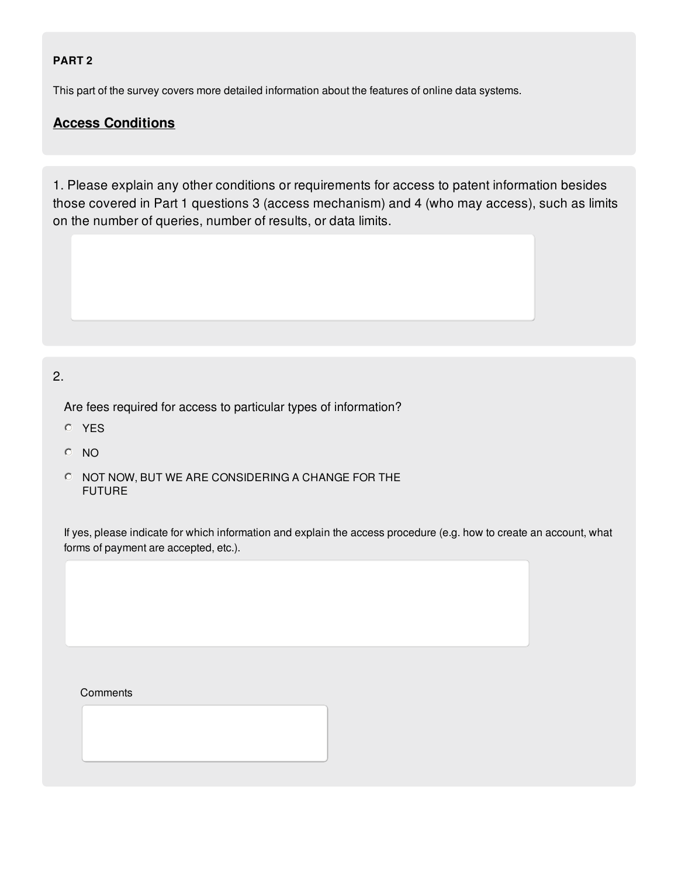**PART 2**

This part of the survey covers more detailed information about the features of online data systems.

## Access Conditions

1. Please explain any other conditions or requirements for access to patent information besides those covered in Part 1 questions 3 (access mechanism) and 4 (who may access), such as limits on the number of queries, number of results, or data limits.

2.

Are fees required for access to particular types of information?

- YES
- NO
- NOT NOW, BUT WE ARE CONSIDERING A CHANGE FOR THE FUTURE

If yes, please indicate for which information and explain the access procedure (e.g. how to create an account, what forms of payment are accepted, etc.).

Comments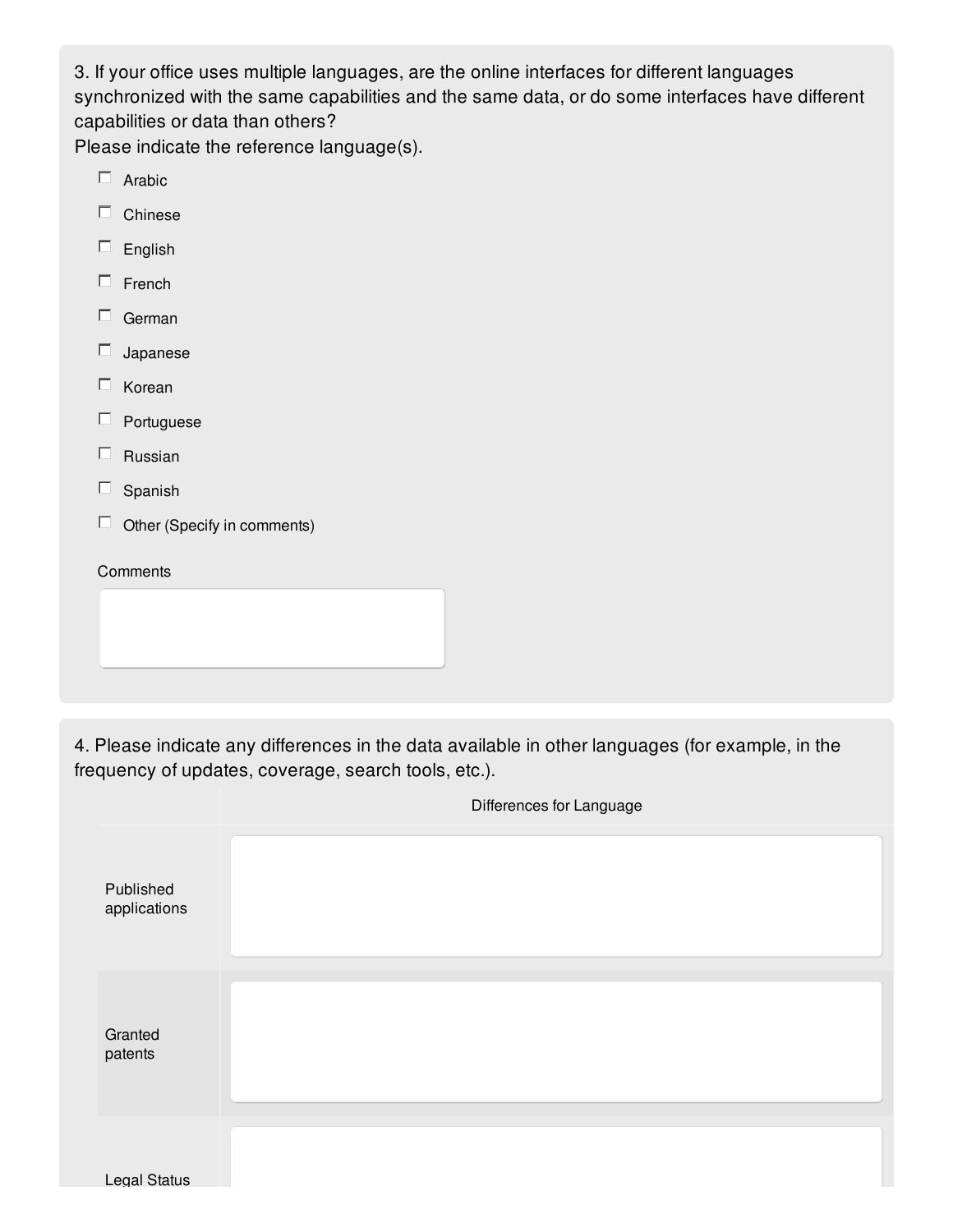3. If your office uses multiple languages, are the online interfaces for different languages synchronized with the same capabilities and the same data, or do some interfaces have different capabilities or data than others?
Please indicate the reference language(s).

- [ ] Arabic
- [ ] Chinese
- [ ] English
- [ ] French
- [ ] German
- [ ] Japanese
- [ ] Korean
- [ ] Portuguese
- [ ] Russian
- [ ] Spanish
- [ ] Other (Specify in comments)

Comments

4. Please indicate any differences in the data available in other languages (for example, in the frequency of updates, coverage, search tools, etc.).

| | Differences for Language |
|---|---|
| Published applications | |
| Granted patents | |
| Legal Status | |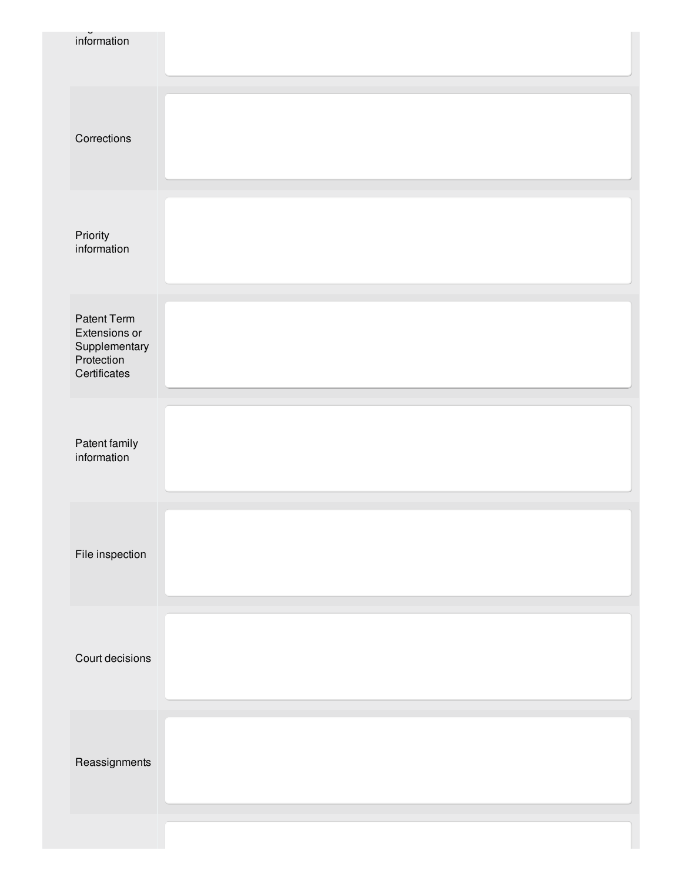| | |
|---|---|
| information | |
| Corrections | |
| Priority information | |
| Patent Term Extensions or Supplementary Protection Certificates | |
| Patent family information | |
| File inspection | |
| Court decisions | |
| Reassignments | |
| | |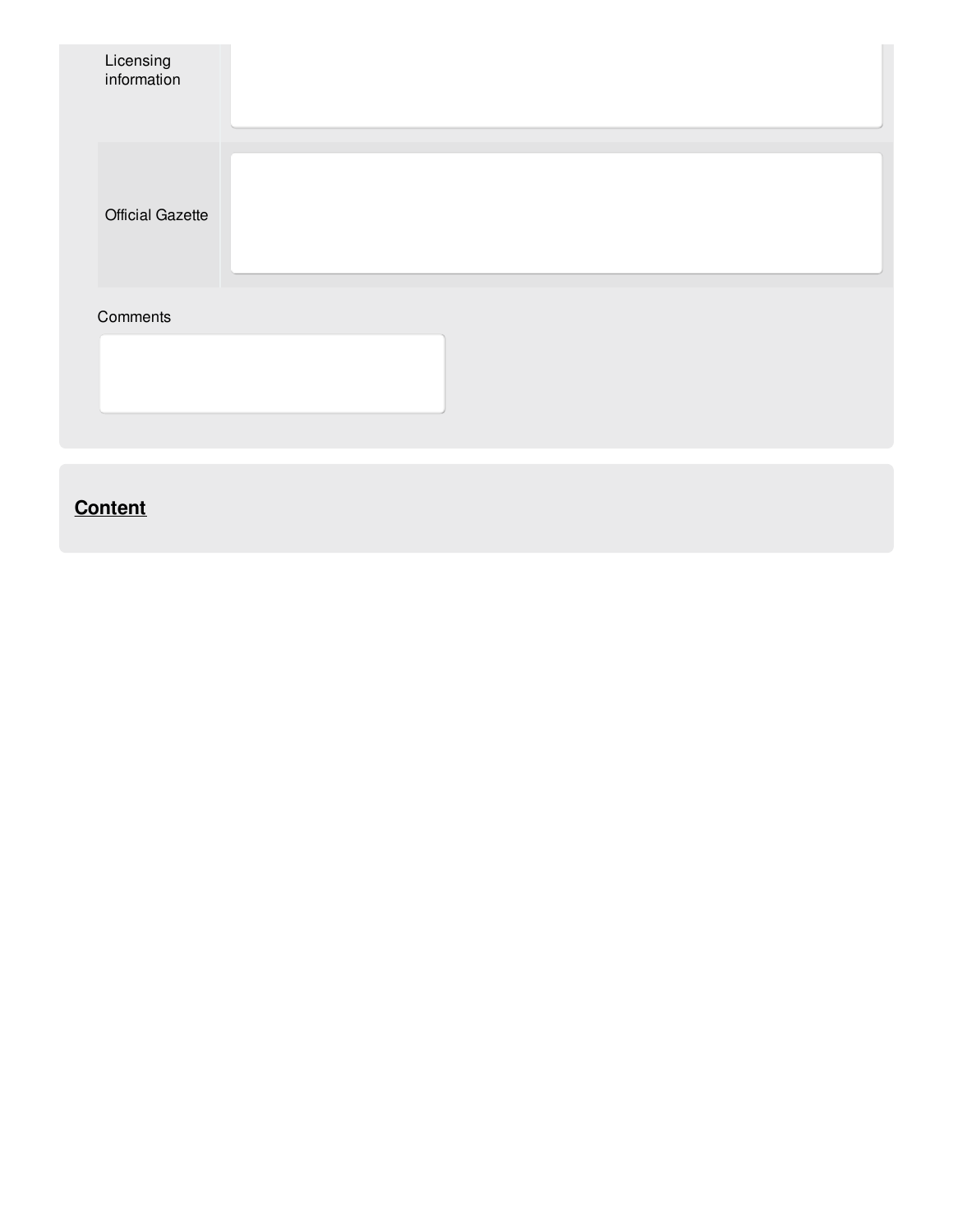| | |
|---|---|
| Licensing information | |
| Official Gazette | |

Comments

## **Content**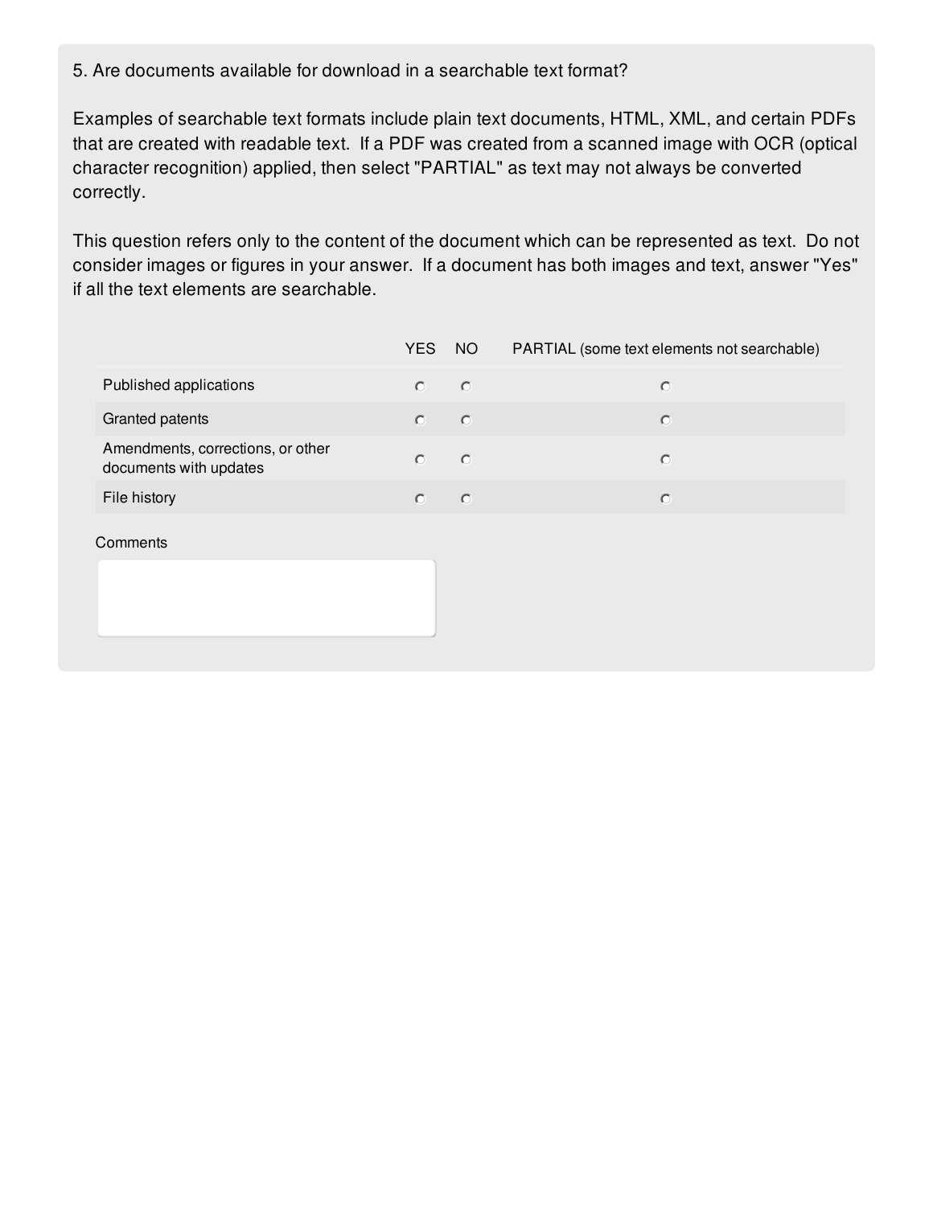5. Are documents available for download in a searchable text format?

Examples of searchable text formats include plain text documents, HTML, XML, and certain PDFs that are created with readable text. If a PDF was created from a scanned image with OCR (optical character recognition) applied, then select "PARTIAL" as text may not always be converted correctly.

This question refers only to the content of the document which can be represented as text. Do not consider images or figures in your answer. If a document has both images and text, answer "Yes" if all the text elements are searchable.

| | YES | NO | PARTIAL (some text elements not searchable) |
|---|---|---|---|
| Published applications | ○ | ○ | ○ |
| Granted patents | ○ | ○ | ○ |
| Amendments, corrections, or other documents with updates | ○ | ○ | ○ |
| File history | ○ | ○ | ○ |

Comments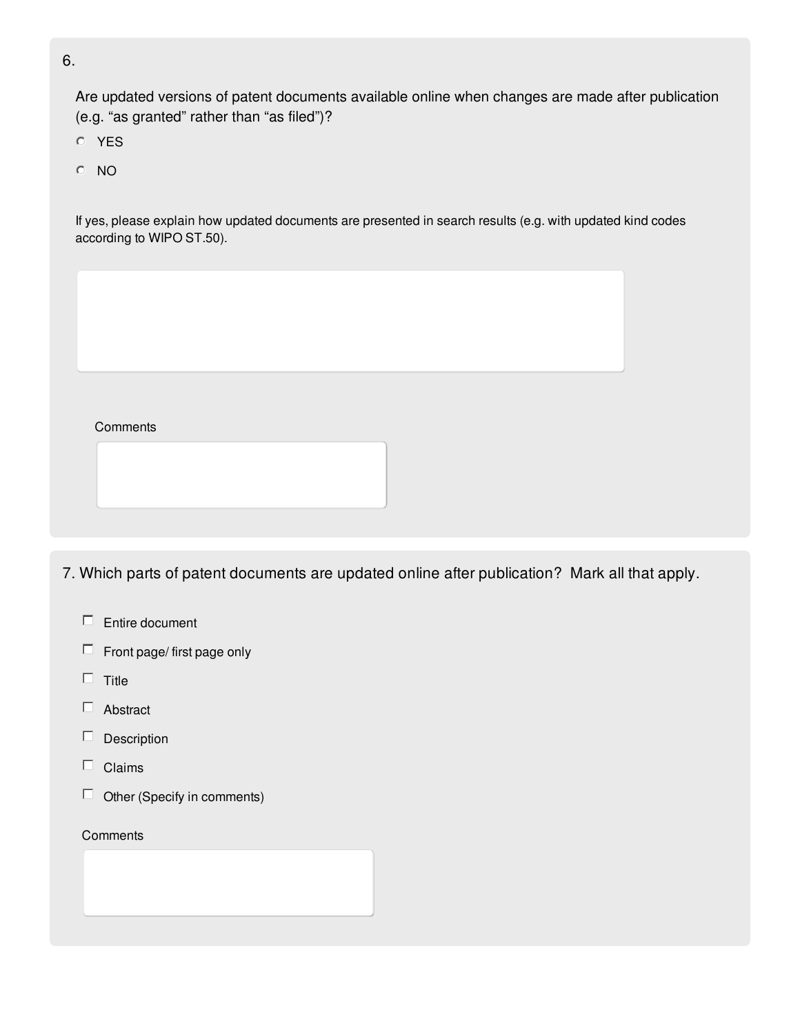6.

Are updated versions of patent documents available online when changes are made after publication (e.g. “as granted” rather than “as filed”)?

- YES
- NO

If yes, please explain how updated documents are presented in search results (e.g. with updated kind codes according to WIPO ST.50).

Comments

7. Which parts of patent documents are updated online after publication? Mark all that apply.

- Entire document
- Front page/ first page only
- Title
- Abstract
- Description
- Claims
- Other (Specify in comments)

Comments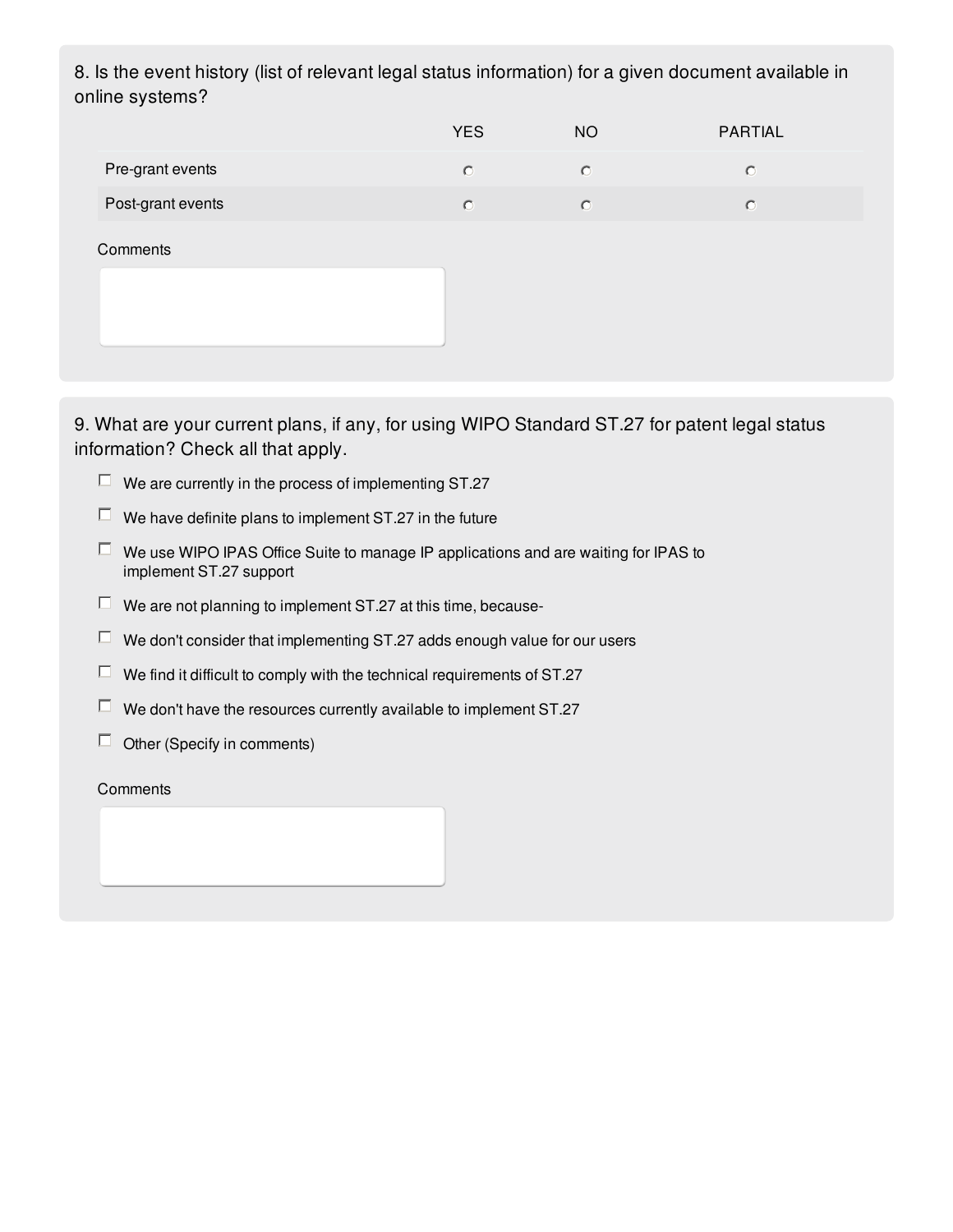8. Is the event history (list of relevant legal status information) for a given document available in online systems?

| | YES | NO | PARTIAL |
|---|---|---|---|
| Pre-grant events | ○ | ○ | ○ |
| Post-grant events | ○ | ○ | ○ |

Comments

9. What are your current plans, if any, for using WIPO Standard ST.27 for patent legal status information? Check all that apply.

- ☐ We are currently in the process of implementing ST.27
- ☐ We have definite plans to implement ST.27 in the future
- ☐ We use WIPO IPAS Office Suite to manage IP applications and are waiting for IPAS to implement ST.27 support
- ☐ We are not planning to implement ST.27 at this time, because-
- ☐ We don't consider that implementing ST.27 adds enough value for our users
- ☐ We find it difficult to comply with the technical requirements of ST.27
- ☐ We don't have the resources currently available to implement ST.27
- ☐ Other (Specify in comments)

Comments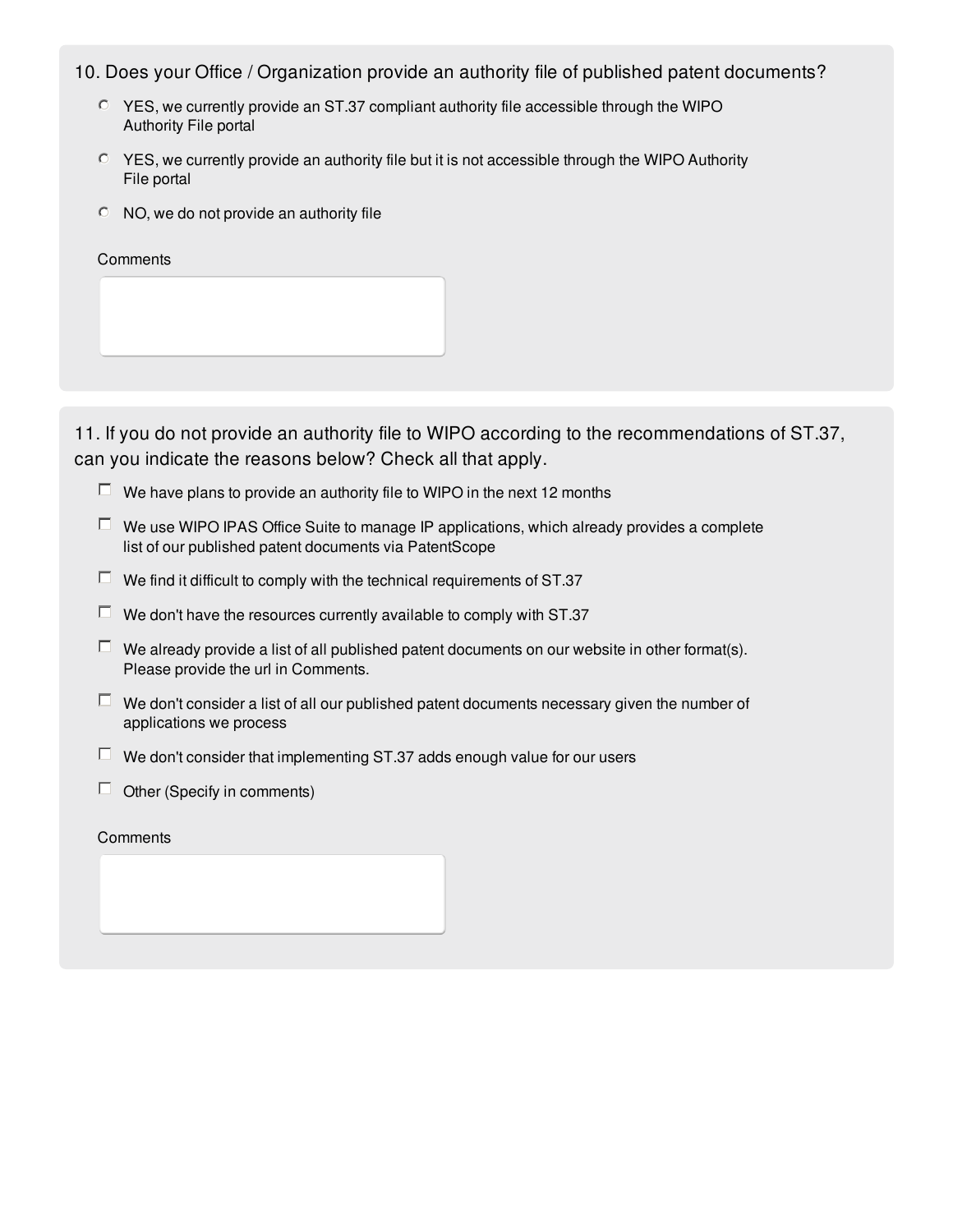10. Does your Office / Organization provide an authority file of published patent documents?

- YES, we currently provide an ST.37 compliant authority file accessible through the WIPO Authority File portal
- YES, we currently provide an authority file but it is not accessible through the WIPO Authority File portal
- NO, we do not provide an authority file

Comments

11. If you do not provide an authority file to WIPO according to the recommendations of ST.37, can you indicate the reasons below? Check all that apply.

- [ ] We have plans to provide an authority file to WIPO in the next 12 months
- [ ] We use WIPO IPAS Office Suite to manage IP applications, which already provides a complete list of our published patent documents via PatentScope
- [ ] We find it difficult to comply with the technical requirements of ST.37
- [ ] We don't have the resources currently available to comply with ST.37
- [ ] We already provide a list of all published patent documents on our website in other format(s). Please provide the url in Comments.
- [ ] We don't consider a list of all our published patent documents necessary given the number of applications we process
- [ ] We don't consider that implementing ST.37 adds enough value for our users
- [ ] Other (Specify in comments)

Comments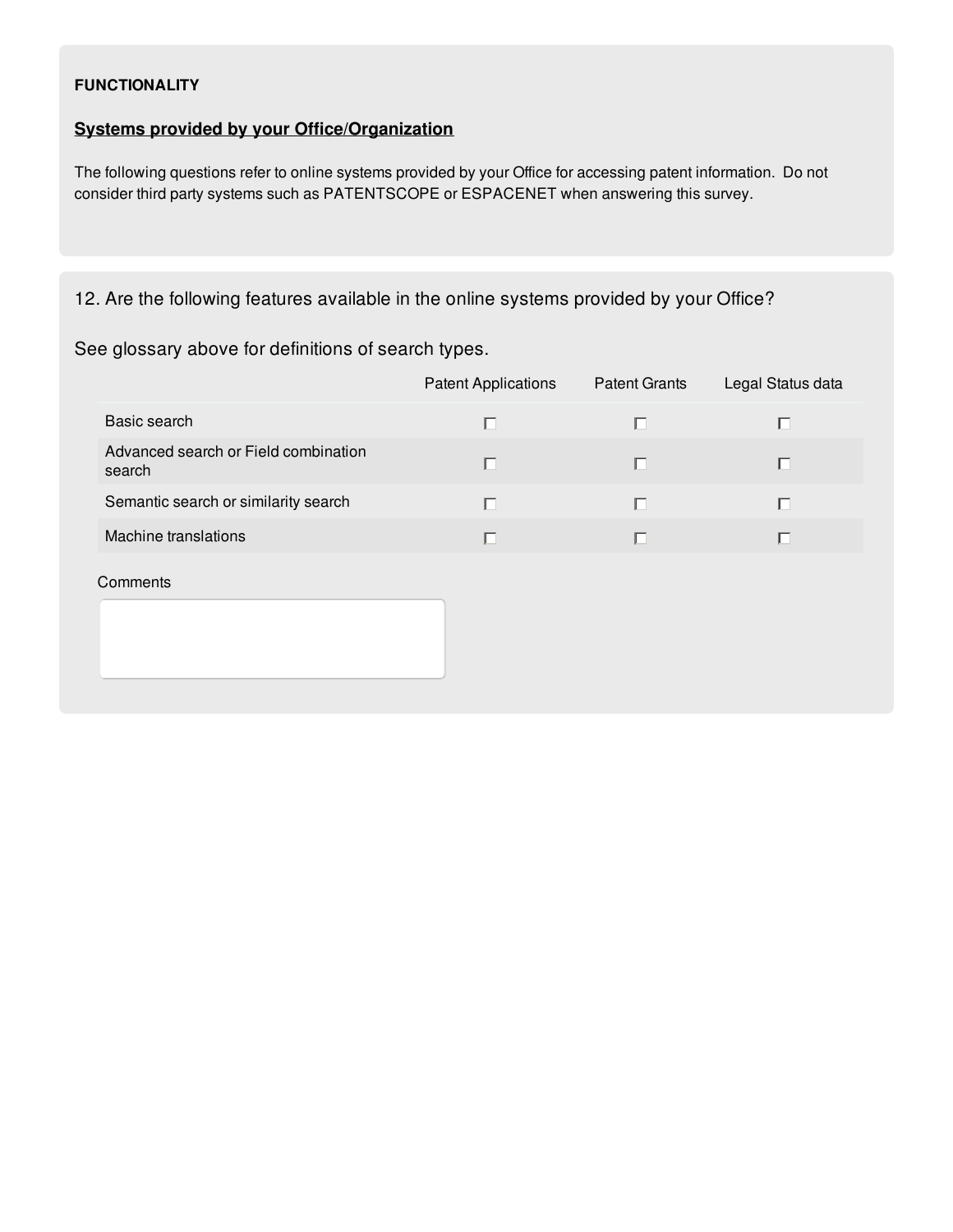**FUNCTIONALITY**

## Systems provided by your Office/Organization

The following questions refer to online systems provided by your Office for accessing patent information. Do not consider third party systems such as PATENTSCOPE or ESPACENET when answering this survey.

12. Are the following features available in the online systems provided by your Office?

See glossary above for definitions of search types.

| | Patent Applications | Patent Grants | Legal Status data |
|---|---|---|---|
| Basic search | ☐ | ☐ | ☐ |
| Advanced search or Field combination search | ☐ | ☐ | ☐ |
| Semantic search or similarity search | ☐ | ☐ | ☐ |
| Machine translations | ☐ | ☐ | ☐ |

Comments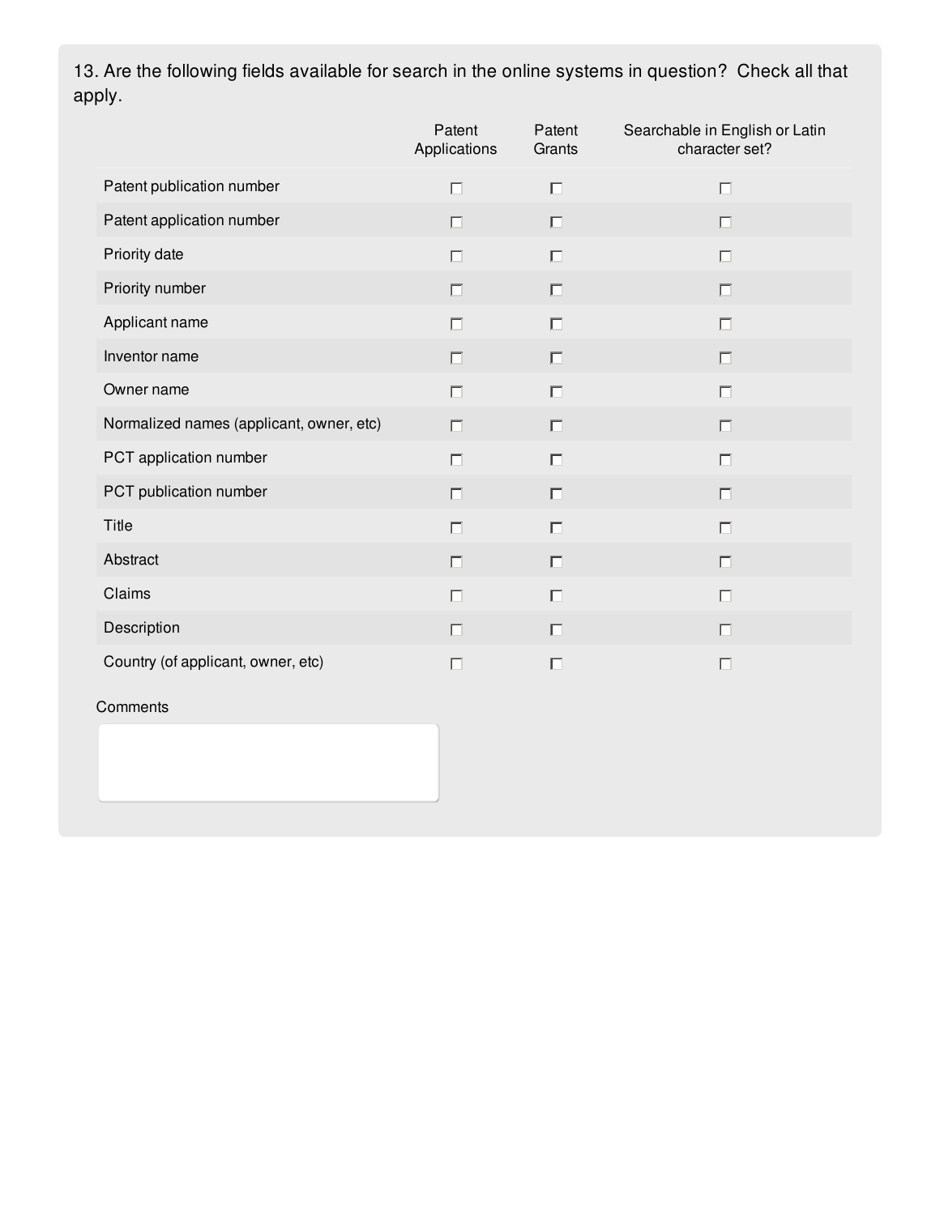13. Are the following fields available for search in the online systems in question? Check all that apply.

| | Patent Applications | Patent Grants | Searchable in English or Latin character set? |
|---|---|---|---|
| Patent publication number | ☐ | ☐ | ☐ |
| Patent application number | ☐ | ☐ | ☐ |
| Priority date | ☐ | ☐ | ☐ |
| Priority number | ☐ | ☐ | ☐ |
| Applicant name | ☐ | ☐ | ☐ |
| Inventor name | ☐ | ☐ | ☐ |
| Owner name | ☐ | ☐ | ☐ |
| Normalized names (applicant, owner, etc) | ☐ | ☐ | ☐ |
| PCT application number | ☐ | ☐ | ☐ |
| PCT publication number | ☐ | ☐ | ☐ |
| Title | ☐ | ☐ | ☐ |
| Abstract | ☐ | ☐ | ☐ |
| Claims | ☐ | ☐ | ☐ |
| Description | ☐ | ☐ | ☐ |
| Country (of applicant, owner, etc) | ☐ | ☐ | ☐ |

Comments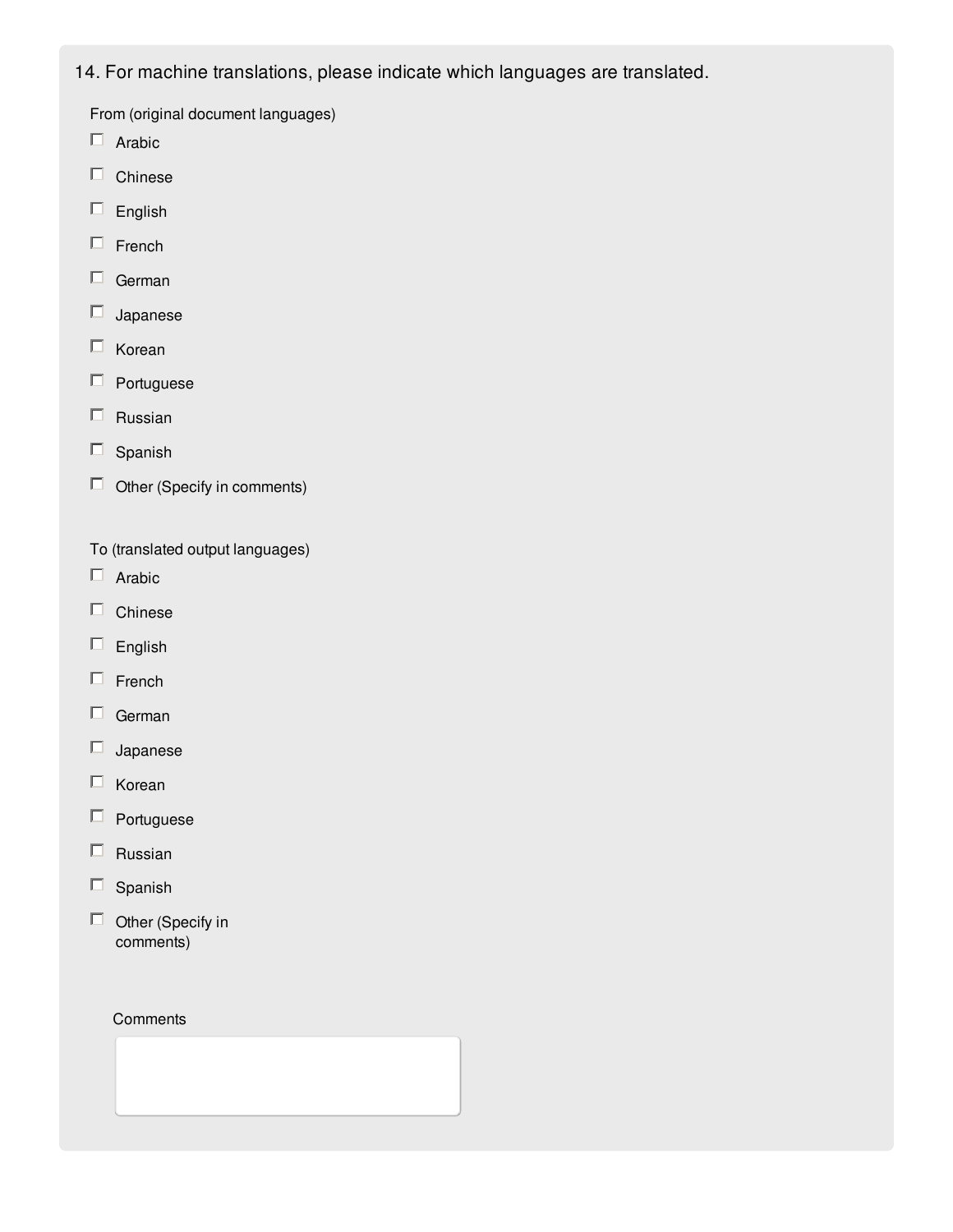14. For machine translations, please indicate which languages are translated.

From (original document languages)

- [ ] Arabic
- [ ] Chinese
- [ ] English
- [ ] French
- [ ] German
- [ ] Japanese
- [ ] Korean
- [ ] Portuguese
- [ ] Russian
- [ ] Spanish
- [ ] Other (Specify in comments)

To (translated output languages)

- [ ] Arabic
- [ ] Chinese
- [ ] English
- [ ] French
- [ ] German
- [ ] Japanese
- [ ] Korean
- [ ] Portuguese
- [ ] Russian
- [ ] Spanish
- [ ] Other (Specify in comments)

Comments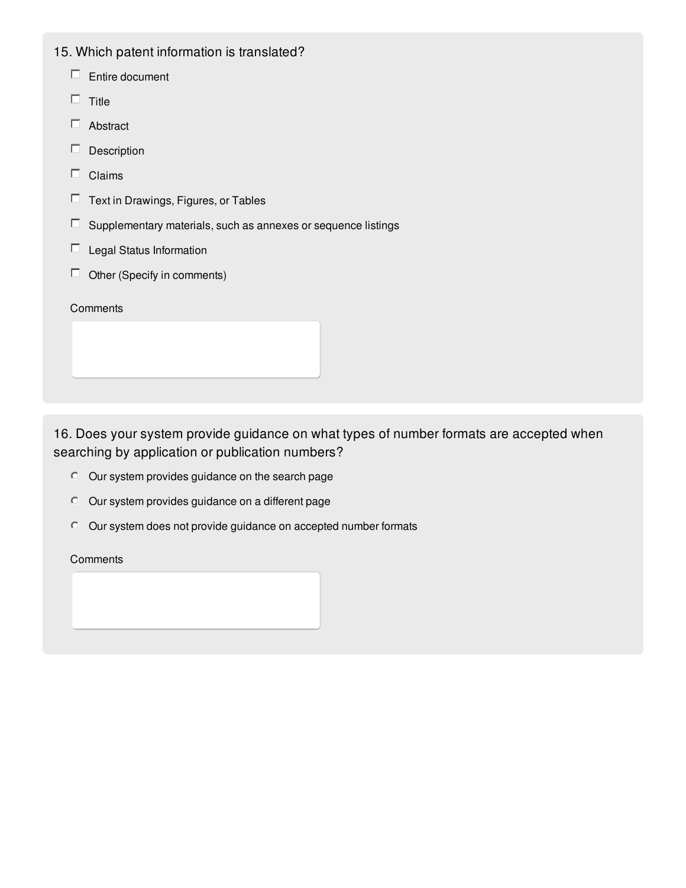15. Which patent information is translated?

- ☐ Entire document
- ☐ Title
- ☐ Abstract
- ☐ Description
- ☐ Claims
- ☐ Text in Drawings, Figures, or Tables
- ☐ Supplementary materials, such as annexes or sequence listings
- ☐ Legal Status Information
- ☐ Other (Specify in comments)

Comments

16. Does your system provide guidance on what types of number formats are accepted when searching by application or publication numbers?

- ○ Our system provides guidance on the search page
- ○ Our system provides guidance on a different page
- ○ Our system does not provide guidance on accepted number formats

Comments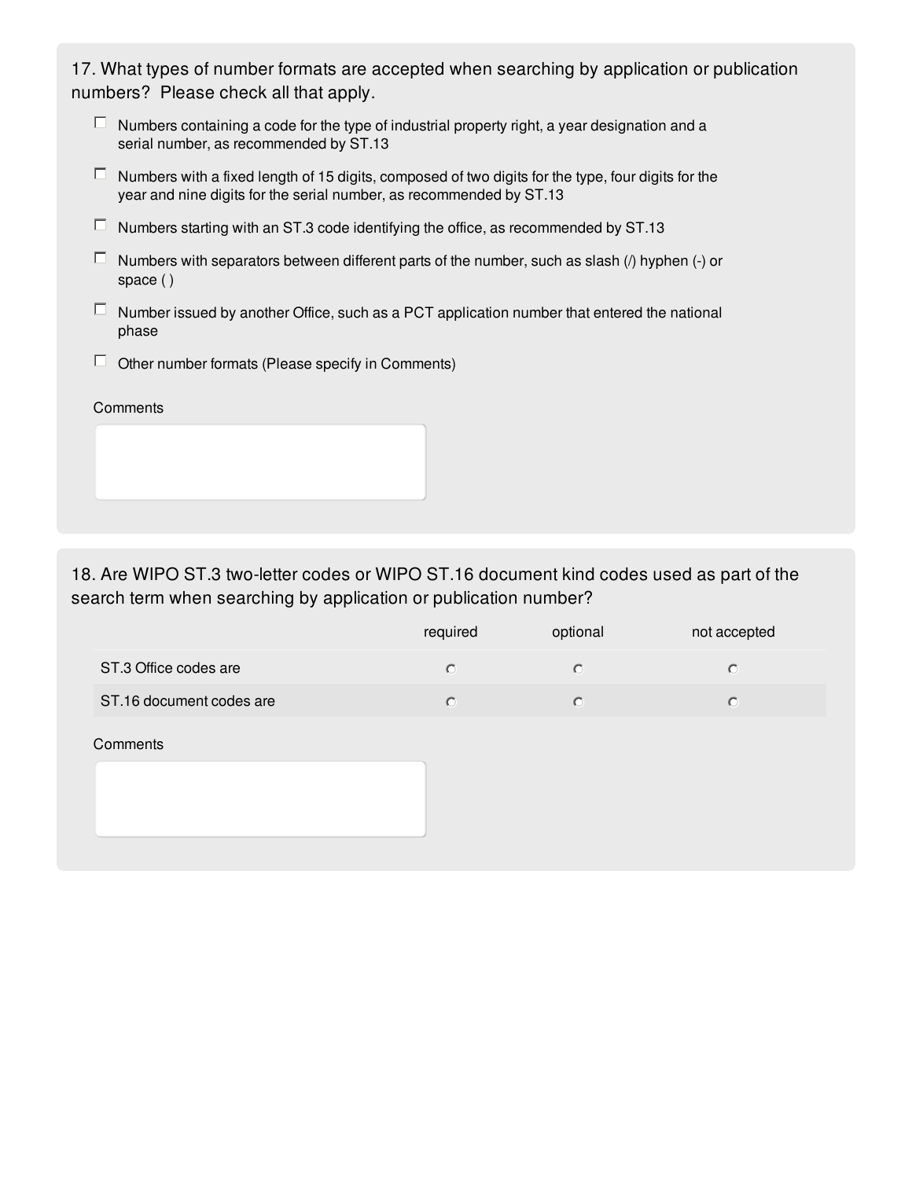17. What types of number formats are accepted when searching by application or publication numbers? Please check all that apply.

- ☐ Numbers containing a code for the type of industrial property right, a year designation and a serial number, as recommended by ST.13
- ☐ Numbers with a fixed length of 15 digits, composed of two digits for the type, four digits for the year and nine digits for the serial number, as recommended by ST.13
- ☐ Numbers starting with an ST.3 code identifying the office, as recommended by ST.13
- ☐ Numbers with separators between different parts of the number, such as slash (/) hyphen (-) or space ( )
- ☐ Number issued by another Office, such as a PCT application number that entered the national phase
- ☐ Other number formats (Please specify in Comments)

Comments

18. Are WIPO ST.3 two-letter codes or WIPO ST.16 document kind codes used as part of the search term when searching by application or publication number?

| | required | optional | not accepted |
|---|---|---|---|
| ST.3 Office codes are | ○ | ○ | ○ |
| ST.16 document codes are | ○ | ○ | ○ |

Comments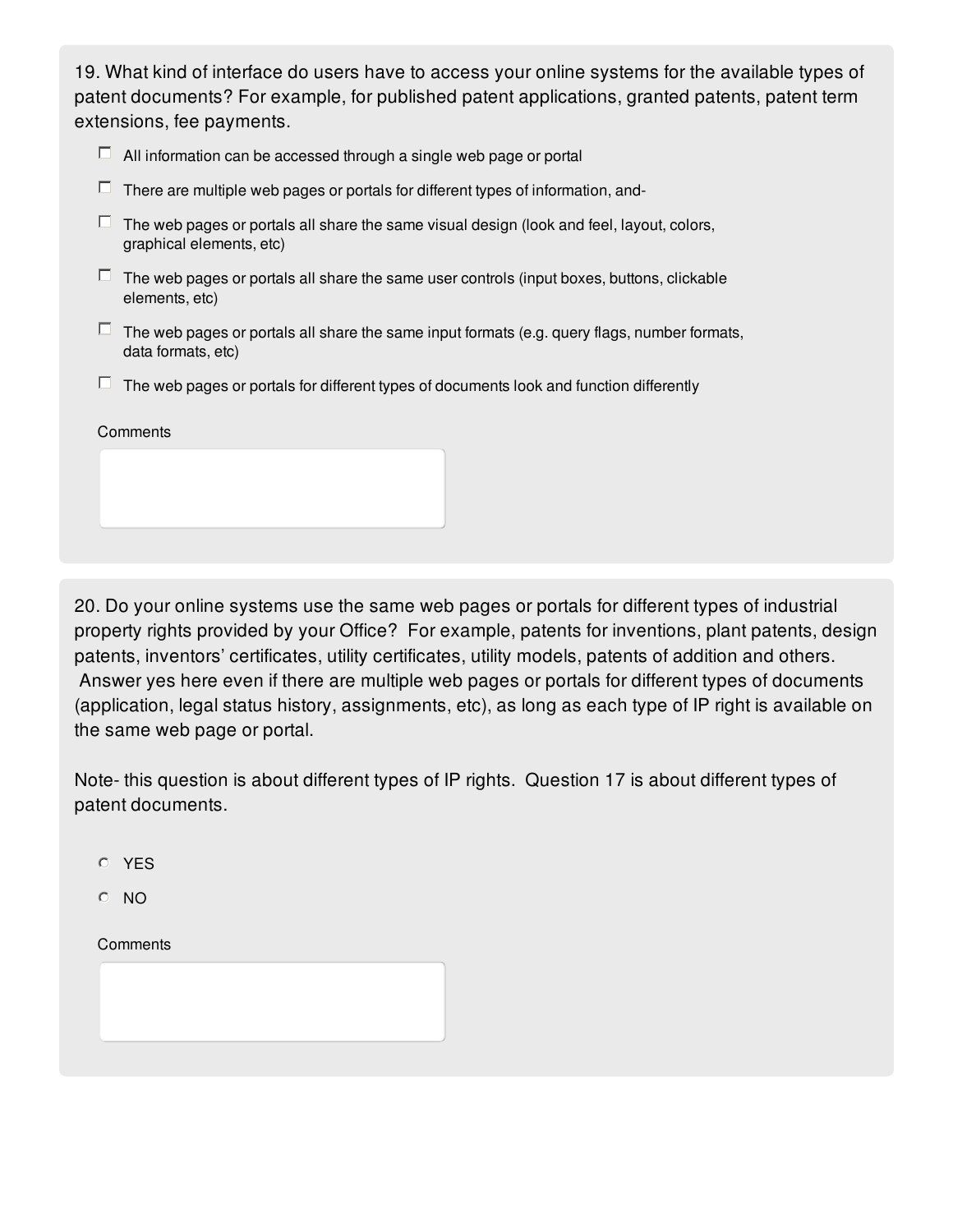19. What kind of interface do users have to access your online systems for the available types of patent documents? For example, for published patent applications, granted patents, patent term extensions, fee payments.

- [ ] All information can be accessed through a single web page or portal
- [ ] There are multiple web pages or portals for different types of information, and-
- [ ] The web pages or portals all share the same visual design (look and feel, layout, colors, graphical elements, etc)
- [ ] The web pages or portals all share the same user controls (input boxes, buttons, clickable elements, etc)
- [ ] The web pages or portals all share the same input formats (e.g. query flags, number formats, data formats, etc)
- [ ] The web pages or portals for different types of documents look and function differently

Comments

20. Do your online systems use the same web pages or portals for different types of industrial property rights provided by your Office? For example, patents for inventions, plant patents, design patents, inventors' certificates, utility certificates, utility models, patents of addition and others. Answer yes here even if there are multiple web pages or portals for different types of documents (application, legal status history, assignments, etc), as long as each type of IP right is available on the same web page or portal.

Note- this question is about different types of IP rights. Question 17 is about different types of patent documents.

- ○ YES
- ○ NO

Comments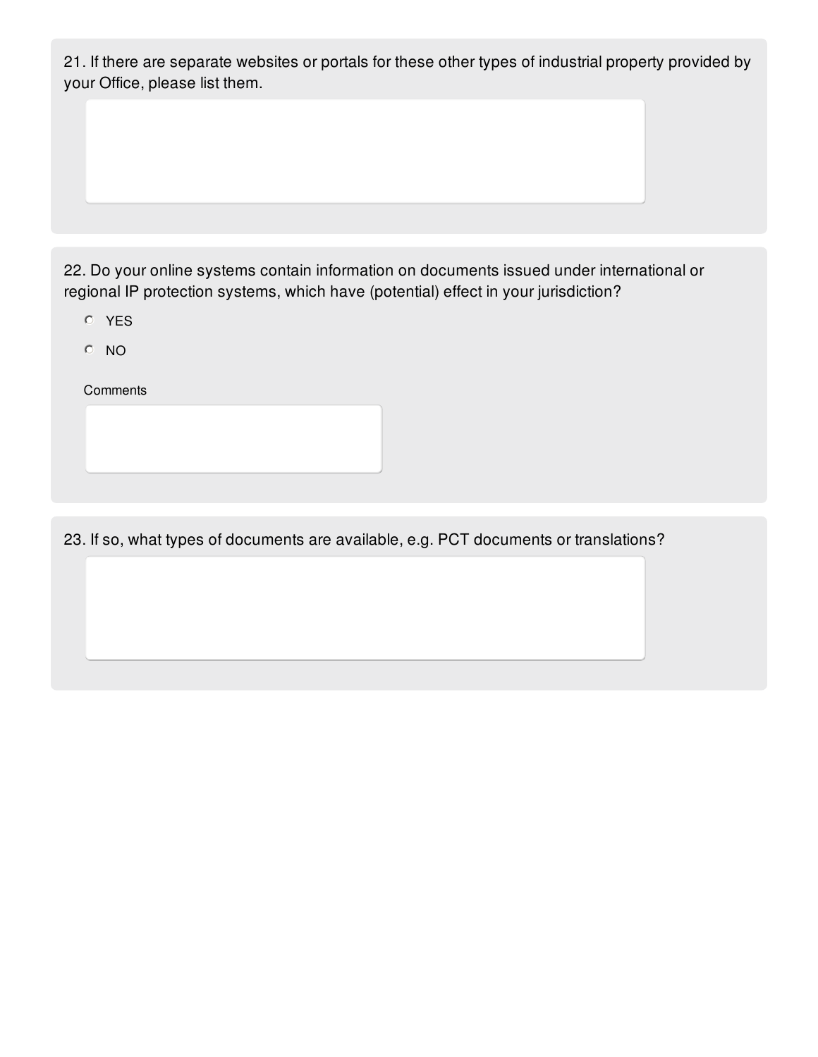21. If there are separate websites or portals for these other types of industrial property provided by your Office, please list them.

22. Do your online systems contain information on documents issued under international or regional IP protection systems, which have (potential) effect in your jurisdiction?

- YES
- NO

Comments

23. If so, what types of documents are available, e.g. PCT documents or translations?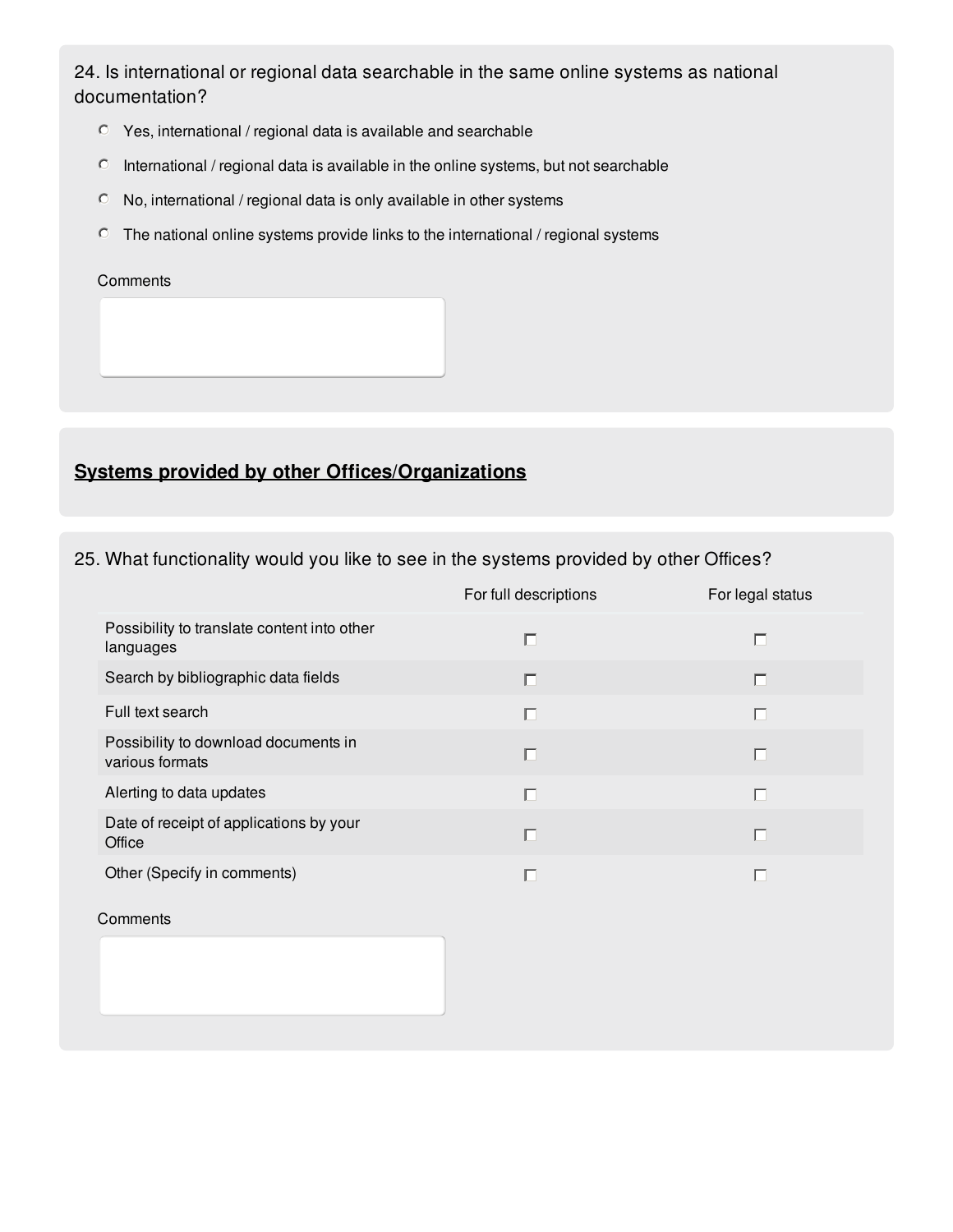24. Is international or regional data searchable in the same online systems as national documentation?

- Yes, international / regional data is available and searchable
- International / regional data is available in the online systems, but not searchable
- No, international / regional data is only available in other systems
- The national online systems provide links to the international / regional systems

Comments

**Systems provided by other Offices/Organizations**

25. What functionality would you like to see in the systems provided by other Offices?

| | For full descriptions | For legal status |
|---|---|---|
| Possibility to translate content into other languages | ☐ | ☐ |
| Search by bibliographic data fields | ☐ | ☐ |
| Full text search | ☐ | ☐ |
| Possibility to download documents in various formats | ☐ | ☐ |
| Alerting to data updates | ☐ | ☐ |
| Date of receipt of applications by your Office | ☐ | ☐ |
| Other (Specify in comments) | ☐ | ☐ |

Comments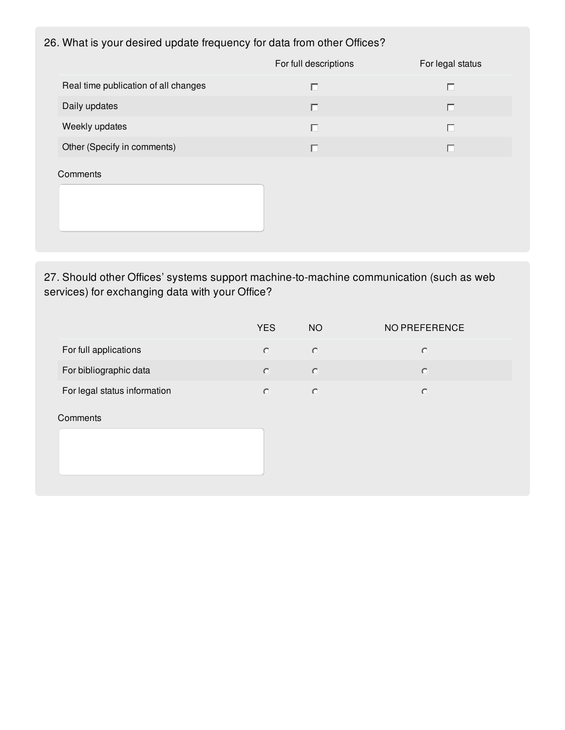26. What is your desired update frequency for data from other Offices?

| | For full descriptions | For legal status |
|---|---|---|
| Real time publication of all changes | ☐ | ☐ |
| Daily updates | ☐ | ☐ |
| Weekly updates | ☐ | ☐ |
| Other (Specify in comments) | ☐ | ☐ |

Comments

27. Should other Offices' systems support machine-to-machine communication (such as web services) for exchanging data with your Office?

| | YES | NO | NO PREFERENCE |
|---|---|---|---|
| For full applications | ○ | ○ | ○ |
| For bibliographic data | ○ | ○ | ○ |
| For legal status information | ○ | ○ | ○ |

Comments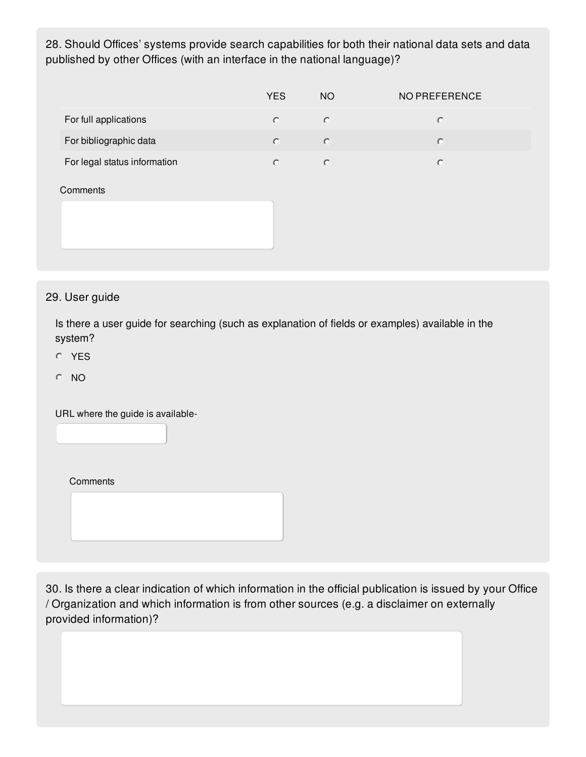28. Should Offices' systems provide search capabilities for both their national data sets and data published by other Offices (with an interface in the national language)?

| | YES | NO | NO PREFERENCE |
|---|---|---|---|
| For full applications | ○ | ○ | ○ |
| For bibliographic data | ○ | ○ | ○ |
| For legal status information | ○ | ○ | ○ |

Comments

29. User guide

Is there a user guide for searching (such as explanation of fields or examples) available in the system?

- ○ YES
- ○ NO

URL where the guide is available-

Comments

30. Is there a clear indication of which information in the official publication is issued by your Office / Organization and which information is from other sources (e.g. a disclaimer on externally provided information)?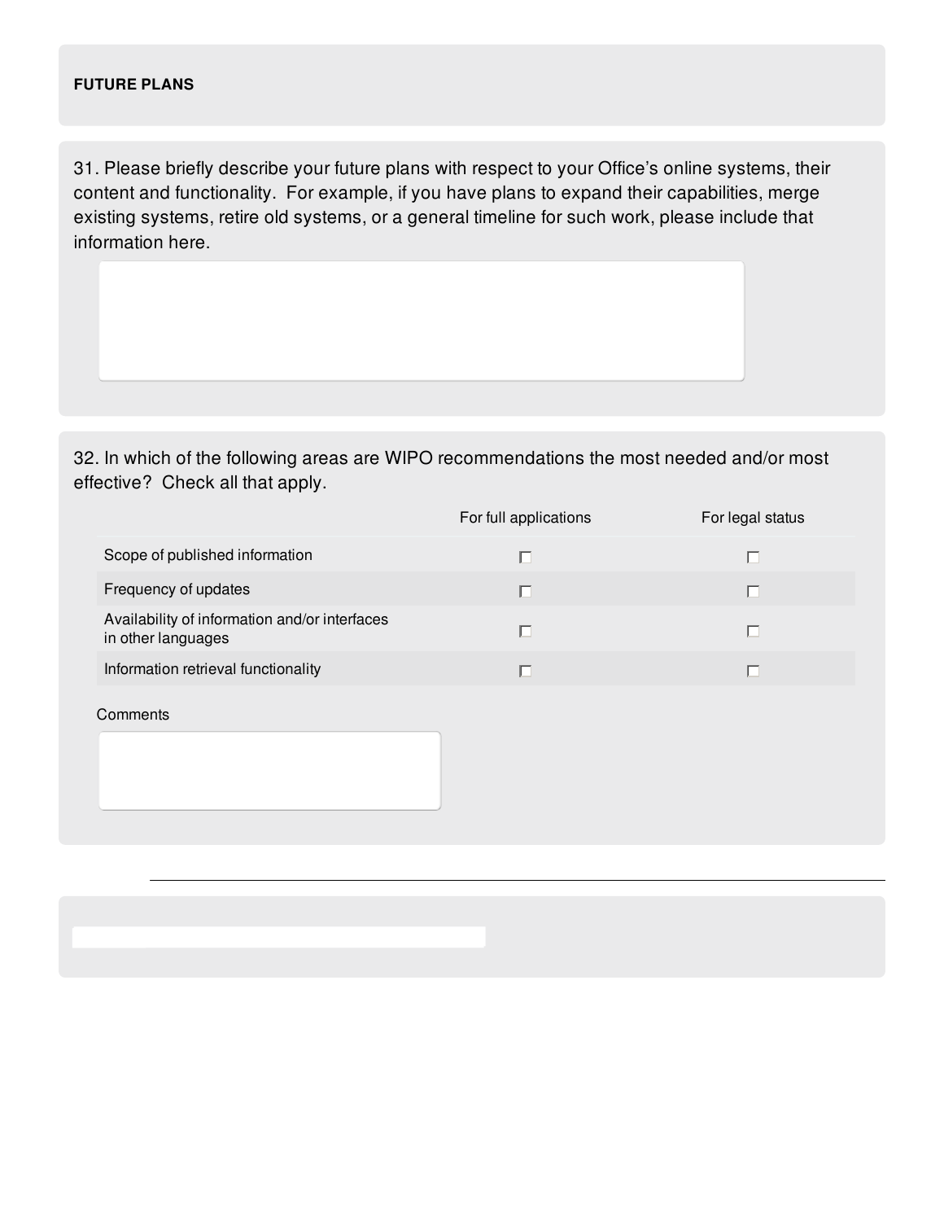**FUTURE PLANS**

31. Please briefly describe your future plans with respect to your Office's online systems, their content and functionality. For example, if you have plans to expand their capabilities, merge existing systems, retire old systems, or a general timeline for such work, please include that information here.

32. In which of the following areas are WIPO recommendations the most needed and/or most effective? Check all that apply.

| | For full applications | For legal status |
|---|---|---|
| Scope of published information | ☐ | ☐ |
| Frequency of updates | ☐ | ☐ |
| Availability of information and/or interfaces in other languages | ☐ | ☐ |
| Information retrieval functionality | ☐ | ☐ |

Comments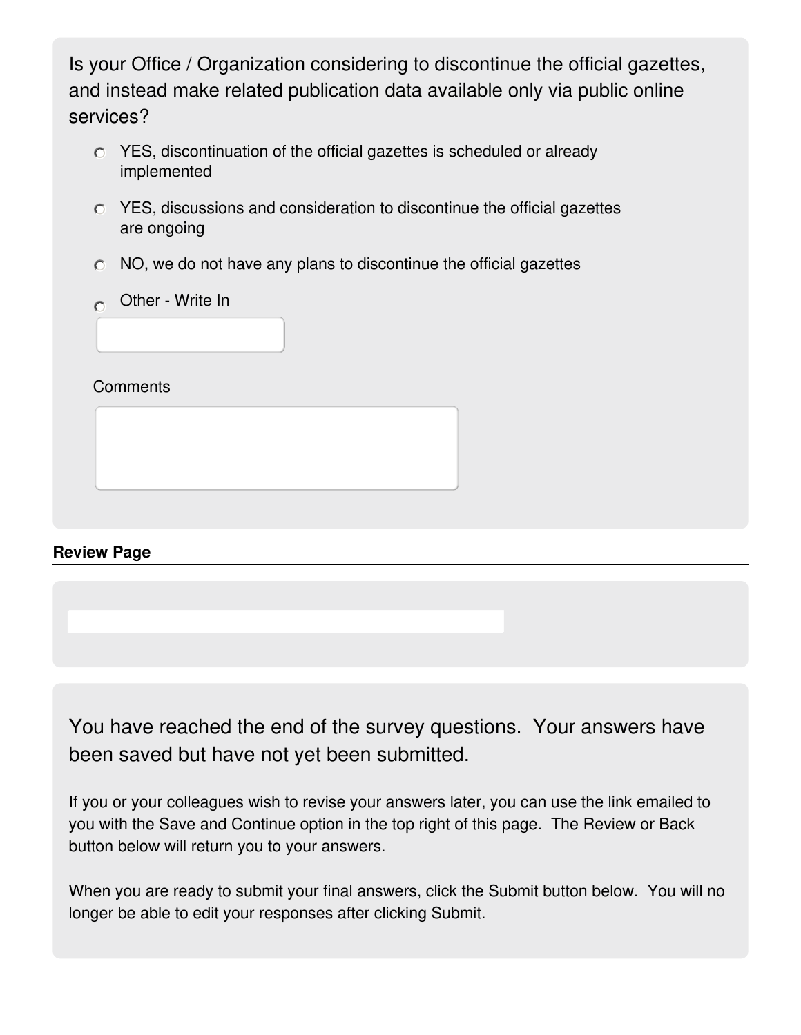Is your Office / Organization considering to discontinue the official gazettes, and instead make related publication data available only via public online services?

- YES, discontinuation of the official gazettes is scheduled or already implemented
- YES, discussions and consideration to discontinue the official gazettes are ongoing
- NO, we do not have any plans to discontinue the official gazettes
- Other - Write In

Comments

**Review Page**

You have reached the end of the survey questions. Your answers have been saved but have not yet been submitted.

If you or your colleagues wish to revise your answers later, you can use the link emailed to you with the Save and Continue option in the top right of this page. The Review or Back button below will return you to your answers.

When you are ready to submit your final answers, click the Submit button below. You will no longer be able to edit your responses after clicking Submit.